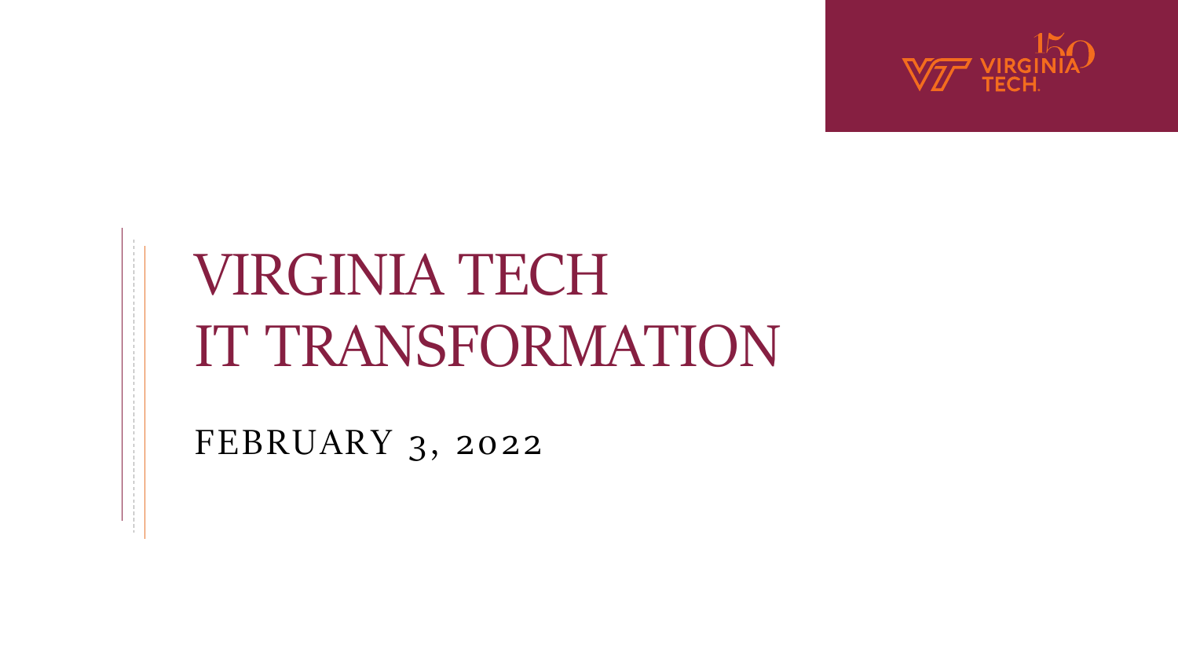# VIRGINIA TECH IT TRANSFORMATION

FEBRUARY 3, 2022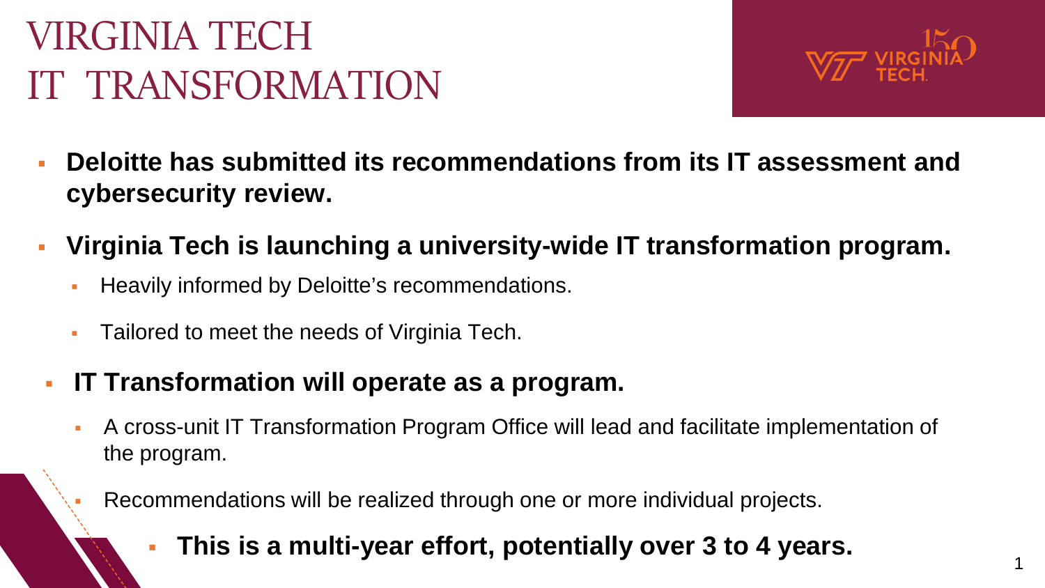# VIRGINIA TECH IT TRANSFORMATION

- **Deloitte has submitted its recommendations from its IT assessment and cybersecurity review.**
- **Virginia Tech is launching a university-wide IT transformation program.**
  - Heavily informed by Deloitte's recommendations.
  - Tailored to meet the needs of Virginia Tech.
- **IT Transformation will operate as a program.**
  - A cross-unit IT Transformation Program Office will lead and facilitate implementation of the program.
  - Recommendations will be realized through one or more individual projects.
    - **This is a multi-year effort, potentially over 3 to 4 years.**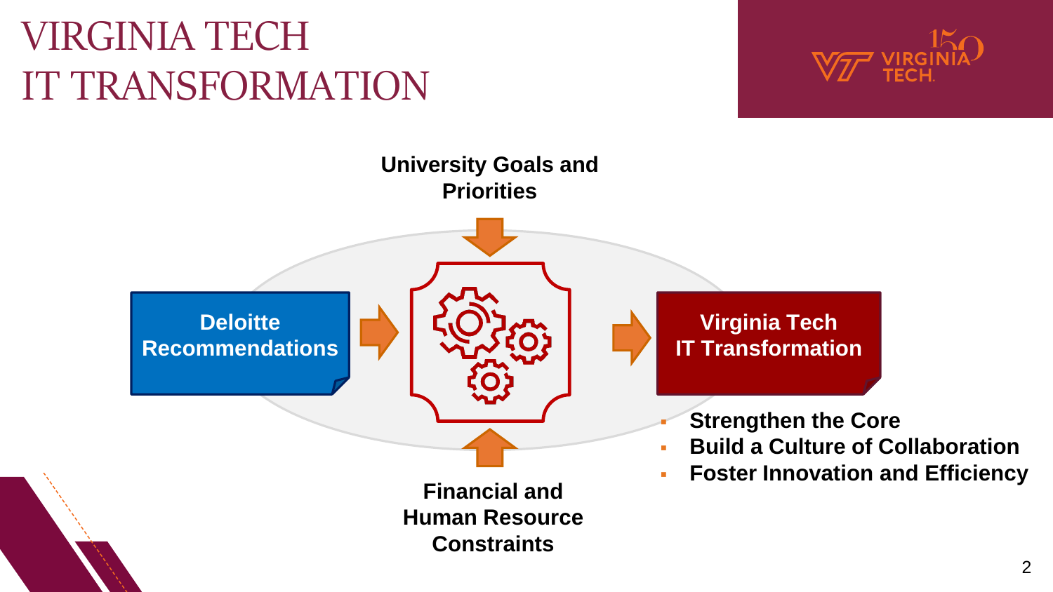# VIRGINIA TECH IT TRANSFORMATION

University Goals and Priorities

**Deloitte Recommendations** → → **Virginia Tech IT Transformation**

- **Strengthen the Core**
- **Build a Culture of Collaboration**
- **Foster Innovation and Efficiency**

Financial and Human Resource Constraints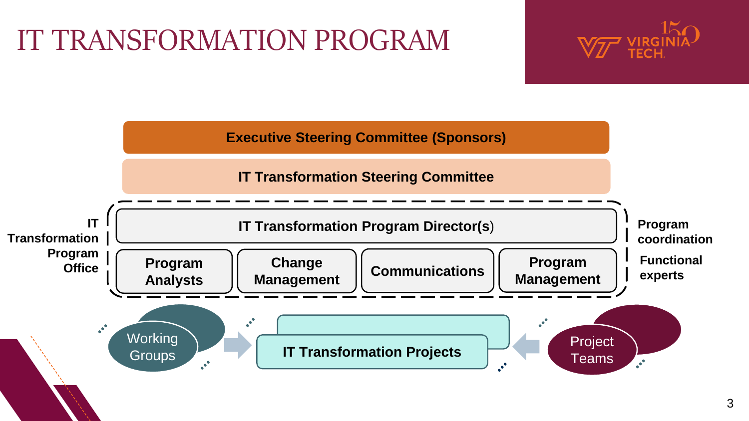# IT TRANSFORMATION PROGRAM

**Executive Steering Committee (Sponsors)**

**IT Transformation Steering Committee**

**IT Transformation Program Office**

- **IT Transformation Program Director(s)** — **Program coordination**
- **Program Analysts** | **Change Management** | **Communications** | **Program Management** — **Functional experts**

Working Groups → **IT Transformation Projects** ← Project Teams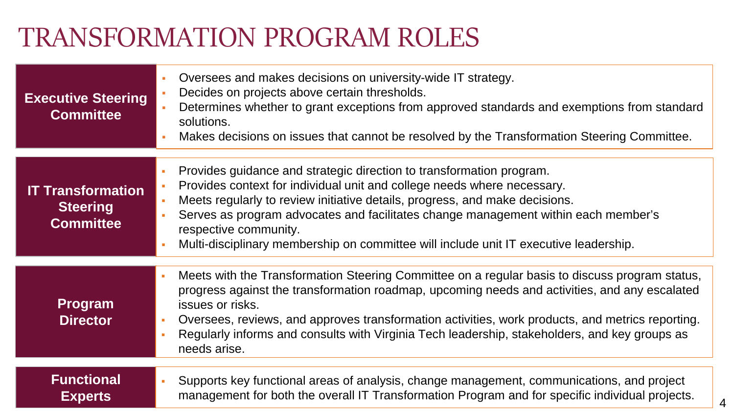# TRANSFORMATION PROGRAM ROLES

| Role | Responsibilities |
| --- | --- |
| **Executive Steering Committee** | <ul><li>Oversees and makes decisions on university-wide IT strategy.</li><li>Decides on projects above certain thresholds.</li><li>Determines whether to grant exceptions from approved standards and exemptions from standard solutions.</li><li>Makes decisions on issues that cannot be resolved by the Transformation Steering Committee.</li></ul> |
| **IT Transformation Steering Committee** | <ul><li>Provides guidance and strategic direction to transformation program.</li><li>Provides context for individual unit and college needs where necessary.</li><li>Meets regularly to review initiative details, progress, and make decisions.</li><li>Serves as program advocates and facilitates change management within each member's respective community.</li><li>Multi-disciplinary membership on committee will include unit IT executive leadership.</li></ul> |
| **Program Director** | <ul><li>Meets with the Transformation Steering Committee on a regular basis to discuss program status, progress against the transformation roadmap, upcoming needs and activities, and any escalated issues or risks.</li><li>Oversees, reviews, and approves transformation activities, work products, and metrics reporting.</li><li>Regularly informs and consults with Virginia Tech leadership, stakeholders, and key groups as needs arise.</li></ul> |
| **Functional Experts** | <ul><li>Supports key functional areas of analysis, change management, communications, and project management for both the overall IT Transformation Program and for specific individual projects.</li></ul> |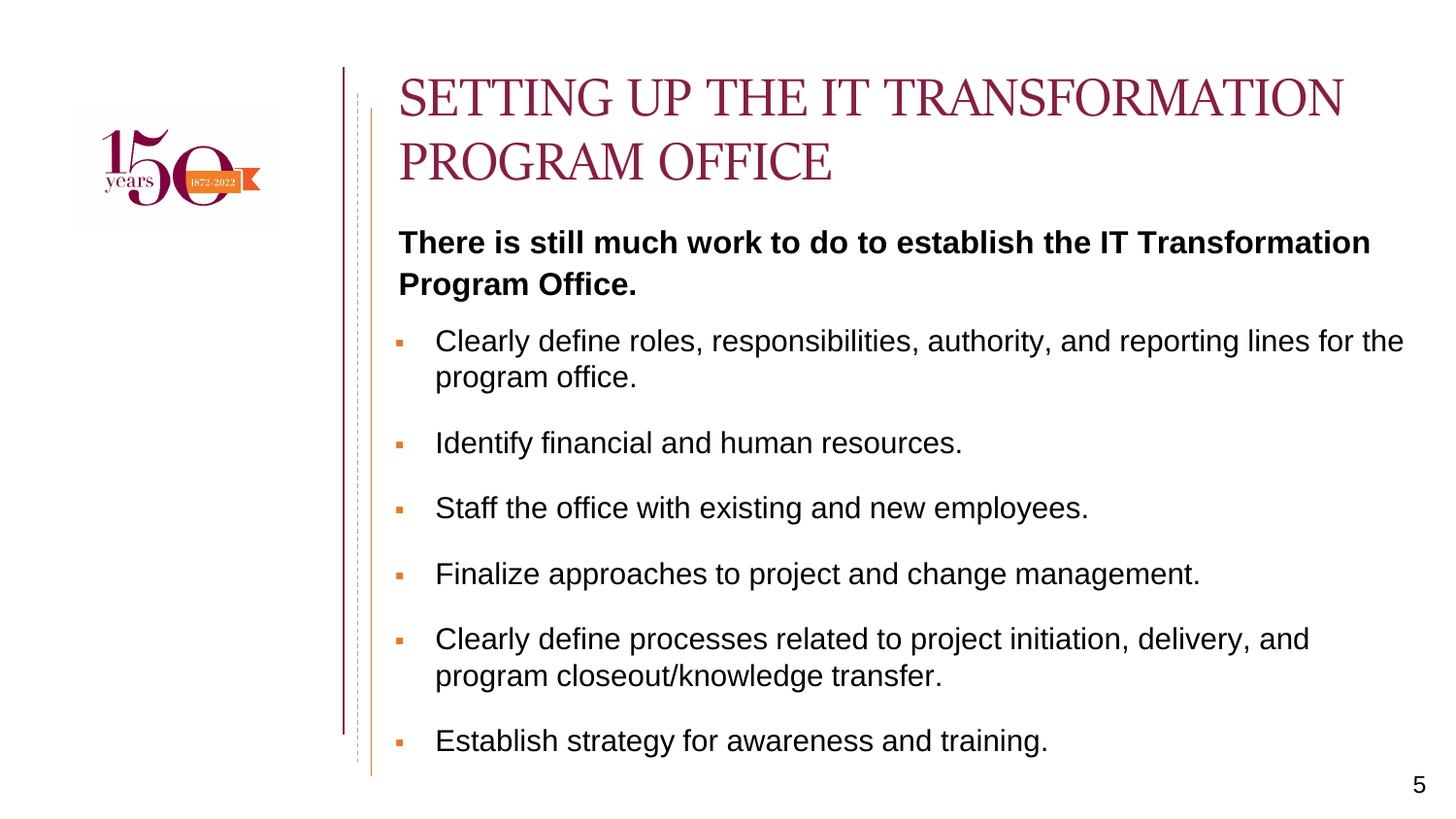# SETTING UP THE IT TRANSFORMATION PROGRAM OFFICE

**There is still much work to do to establish the IT Transformation Program Office.**

- Clearly define roles, responsibilities, authority, and reporting lines for the program office.
- Identify financial and human resources.
- Staff the office with existing and new employees.
- Finalize approaches to project and change management.
- Clearly define processes related to project initiation, delivery, and program closeout/knowledge transfer.
- Establish strategy for awareness and training.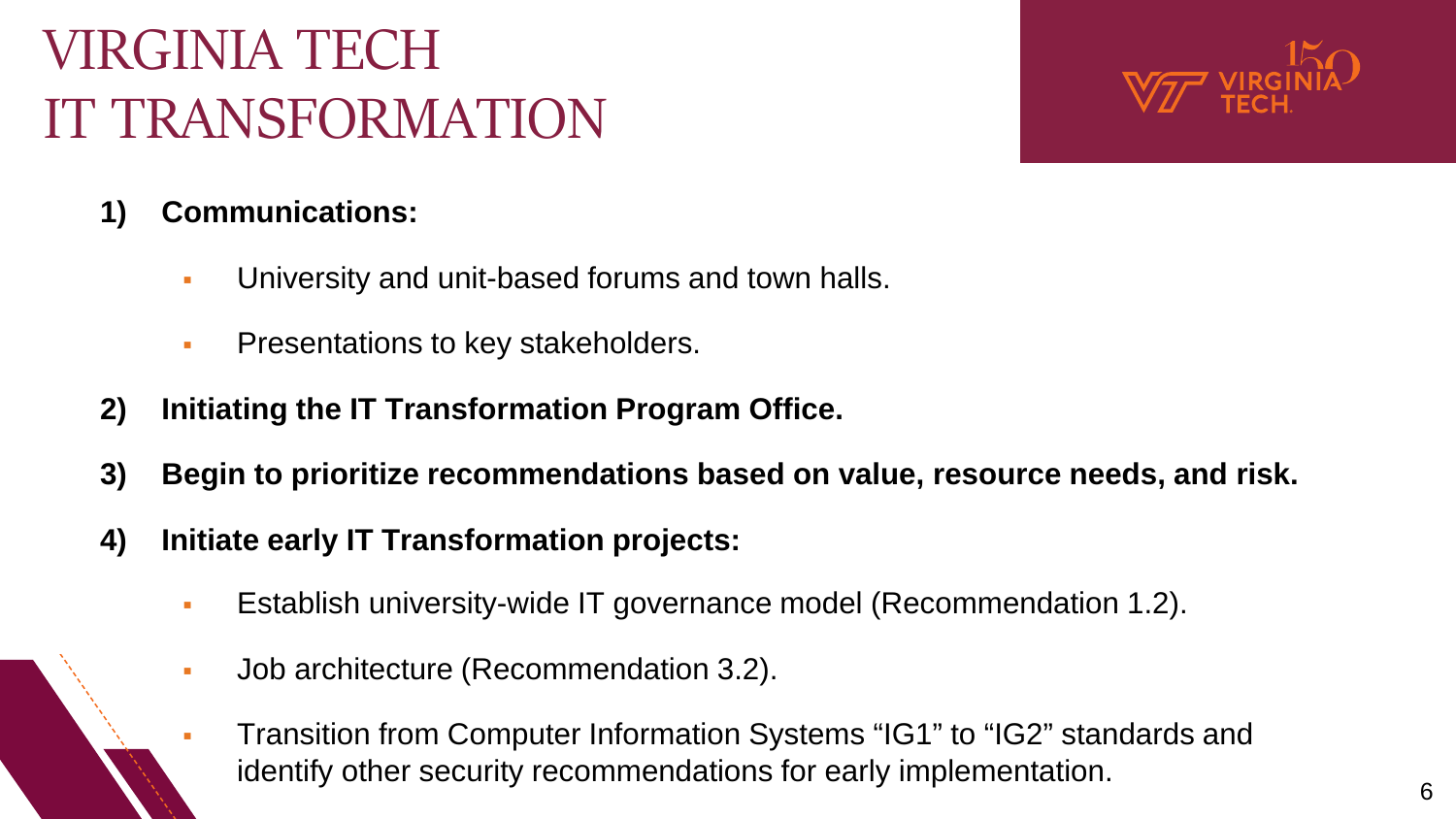# VIRGINIA TECH IT TRANSFORMATION

1) **Communications:**
   - University and unit-based forums and town halls.
   - Presentations to key stakeholders.
2) **Initiating the IT Transformation Program Office.**
3) **Begin to prioritize recommendations based on value, resource needs, and risk.**
4) **Initiate early IT Transformation projects:**
   - Establish university-wide IT governance model (Recommendation 1.2).
   - Job architecture (Recommendation 3.2).
   - Transition from Computer Information Systems “IG1” to “IG2” standards and identify other security recommendations for early implementation.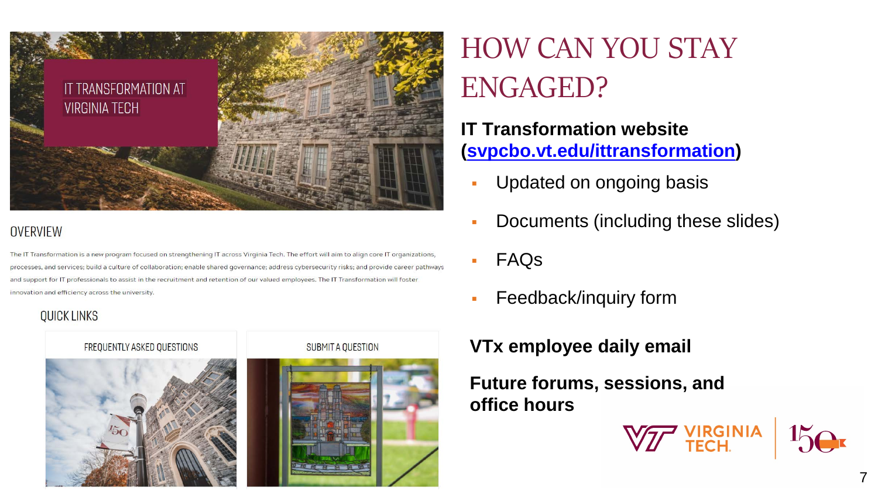IT TRANSFORMATION AT VIRGINIA TECH

OVERVIEW

The IT Transformation is a new program focused on strengthening IT across Virginia Tech. The effort will aim to align core IT organizations, processes, and services; build a culture of collaboration; enable shared governance; address cybersecurity risks; and provide career pathways and support for IT professionals to assist in the recruitment and retention of our valued employees. The IT Transformation will foster innovation and efficiency across the university.

QUICK LINKS

FREQUENTLY ASKED QUESTIONS

SUBMIT A QUESTION

# HOW CAN YOU STAY ENGAGED?

**IT Transformation website (svpcbo.vt.edu/ittransformation)**

- Updated on ongoing basis
- Documents (including these slides)
- FAQs
- Feedback/inquiry form

**VTx employee daily email**

**Future forums, sessions, and office hours**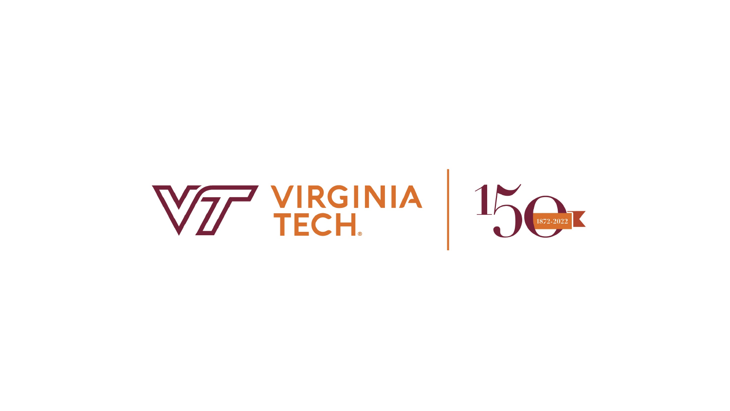VIRGINIA TECH.

150

1872-2022